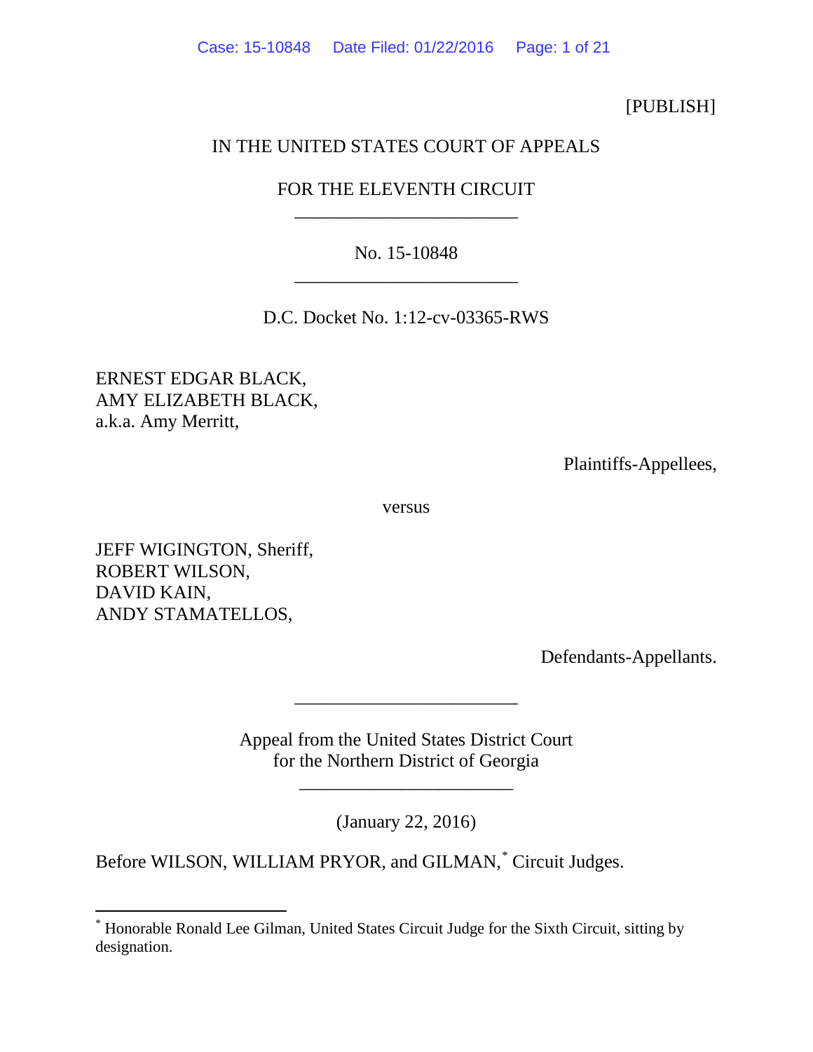[PUBLISH]

IN THE UNITED STATES COURT OF APPEALS

FOR THE ELEVENTH CIRCUIT

________________________

No. 15-10848

________________________

D.C. Docket No. 1:12-cv-03365-RWS

ERNEST EDGAR BLACK,
AMY ELIZABETH BLACK,
a.k.a. Amy Merritt,

Plaintiffs-Appellees,

versus

JEFF WIGINGTON, Sheriff,
ROBERT WILSON,
DAVID KAIN,
ANDY STAMATELLOS,

Defendants-Appellants.

________________________

Appeal from the United States District Court
for the Northern District of Georgia

________________________

(January 22, 2016)

Before WILSON, WILLIAM PRYOR, and GILMAN,[*] Circuit Judges.

[*] Honorable Ronald Lee Gilman, United States Circuit Judge for the Sixth Circuit, sitting by designation.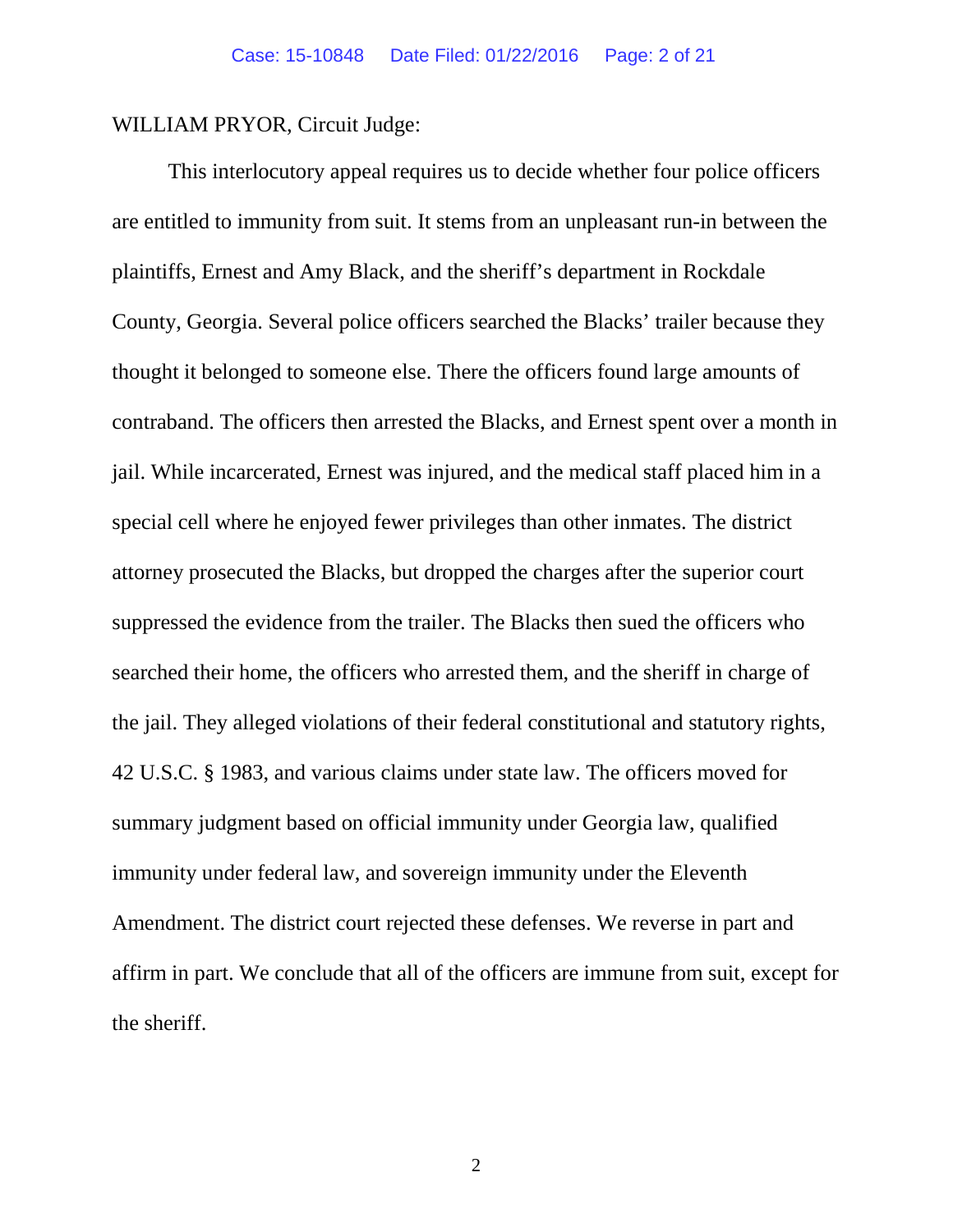WILLIAM PRYOR, Circuit Judge:

This interlocutory appeal requires us to decide whether four police officers are entitled to immunity from suit. It stems from an unpleasant run-in between the plaintiffs, Ernest and Amy Black, and the sheriff's department in Rockdale County, Georgia. Several police officers searched the Blacks' trailer because they thought it belonged to someone else. There the officers found large amounts of contraband. The officers then arrested the Blacks, and Ernest spent over a month in jail. While incarcerated, Ernest was injured, and the medical staff placed him in a special cell where he enjoyed fewer privileges than other inmates. The district attorney prosecuted the Blacks, but dropped the charges after the superior court suppressed the evidence from the trailer. The Blacks then sued the officers who searched their home, the officers who arrested them, and the sheriff in charge of the jail. They alleged violations of their federal constitutional and statutory rights, 42 U.S.C. § 1983, and various claims under state law. The officers moved for summary judgment based on official immunity under Georgia law, qualified immunity under federal law, and sovereign immunity under the Eleventh Amendment. The district court rejected these defenses. We reverse in part and affirm in part. We conclude that all of the officers are immune from suit, except for the sheriff.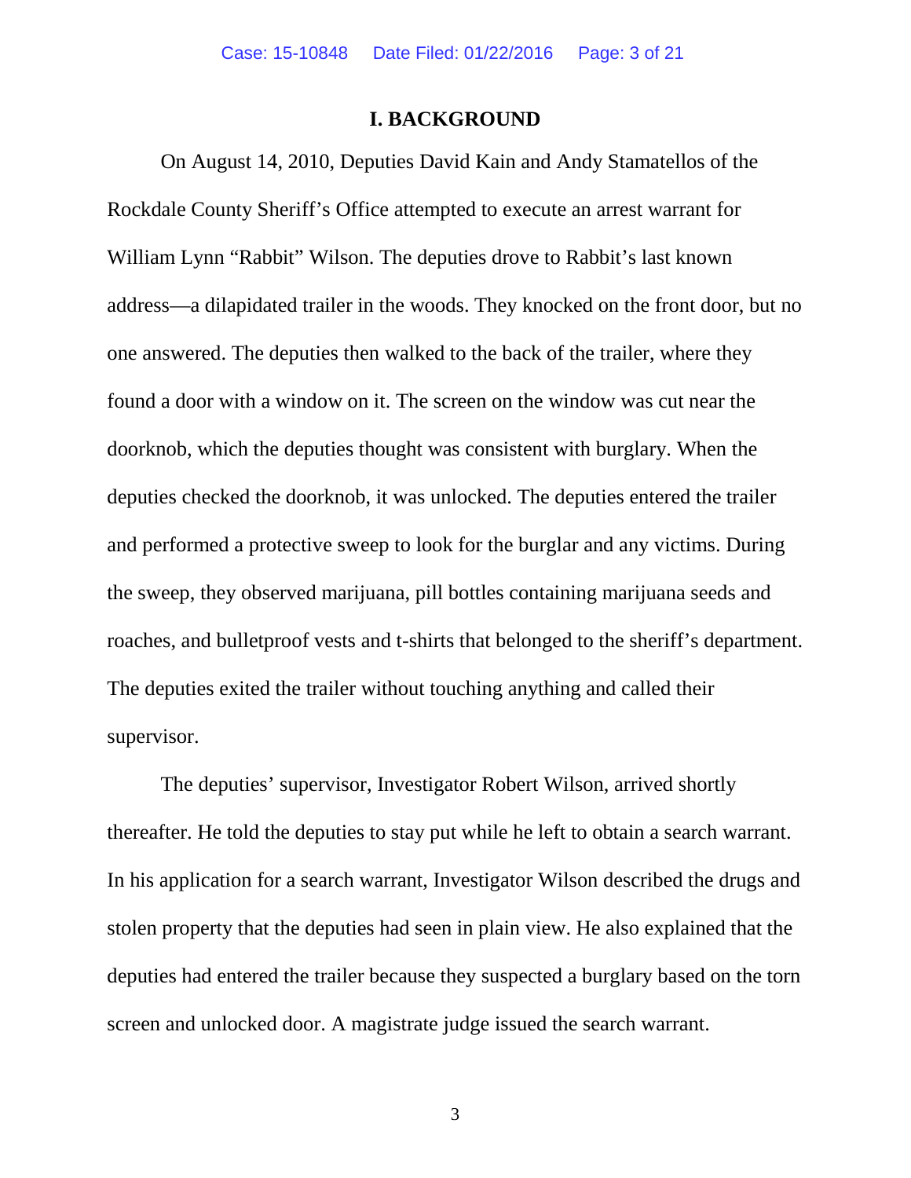## I. BACKGROUND

On August 14, 2010, Deputies David Kain and Andy Stamatellos of the Rockdale County Sheriff's Office attempted to execute an arrest warrant for William Lynn "Rabbit" Wilson. The deputies drove to Rabbit's last known address—a dilapidated trailer in the woods. They knocked on the front door, but no one answered. The deputies then walked to the back of the trailer, where they found a door with a window on it. The screen on the window was cut near the doorknob, which the deputies thought was consistent with burglary. When the deputies checked the doorknob, it was unlocked. The deputies entered the trailer and performed a protective sweep to look for the burglar and any victims. During the sweep, they observed marijuana, pill bottles containing marijuana seeds and roaches, and bulletproof vests and t-shirts that belonged to the sheriff's department. The deputies exited the trailer without touching anything and called their supervisor.

The deputies' supervisor, Investigator Robert Wilson, arrived shortly thereafter. He told the deputies to stay put while he left to obtain a search warrant. In his application for a search warrant, Investigator Wilson described the drugs and stolen property that the deputies had seen in plain view. He also explained that the deputies had entered the trailer because they suspected a burglary based on the torn screen and unlocked door. A magistrate judge issued the search warrant.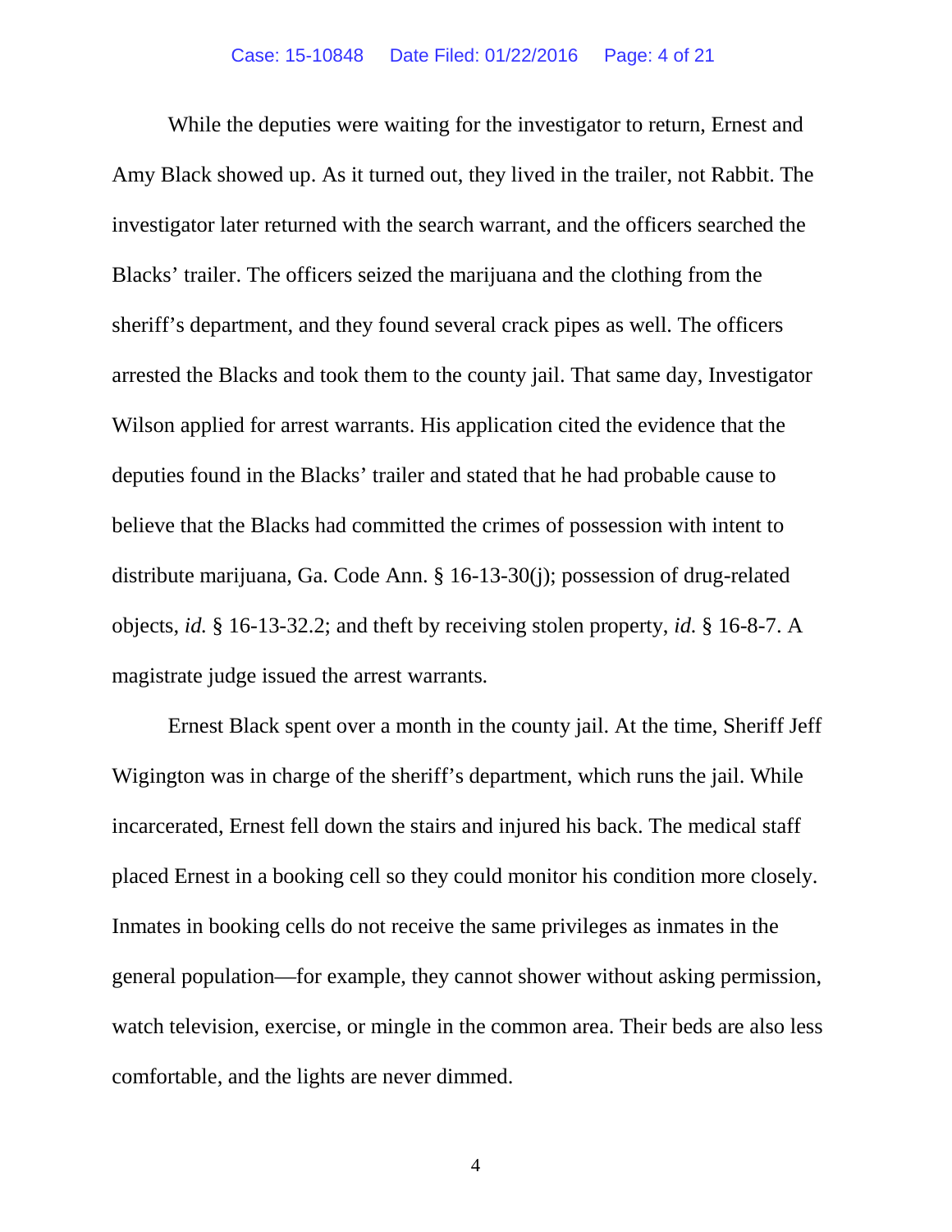While the deputies were waiting for the investigator to return, Ernest and Amy Black showed up. As it turned out, they lived in the trailer, not Rabbit. The investigator later returned with the search warrant, and the officers searched the Blacks' trailer. The officers seized the marijuana and the clothing from the sheriff's department, and they found several crack pipes as well. The officers arrested the Blacks and took them to the county jail. That same day, Investigator Wilson applied for arrest warrants. His application cited the evidence that the deputies found in the Blacks' trailer and stated that he had probable cause to believe that the Blacks had committed the crimes of possession with intent to distribute marijuana, Ga. Code Ann. § 16-13-30(j); possession of drug-related objects, *id.* § 16-13-32.2; and theft by receiving stolen property, *id.* § 16-8-7. A magistrate judge issued the arrest warrants.

Ernest Black spent over a month in the county jail. At the time, Sheriff Jeff Wigington was in charge of the sheriff's department, which runs the jail. While incarcerated, Ernest fell down the stairs and injured his back. The medical staff placed Ernest in a booking cell so they could monitor his condition more closely. Inmates in booking cells do not receive the same privileges as inmates in the general population—for example, they cannot shower without asking permission, watch television, exercise, or mingle in the common area. Their beds are also less comfortable, and the lights are never dimmed.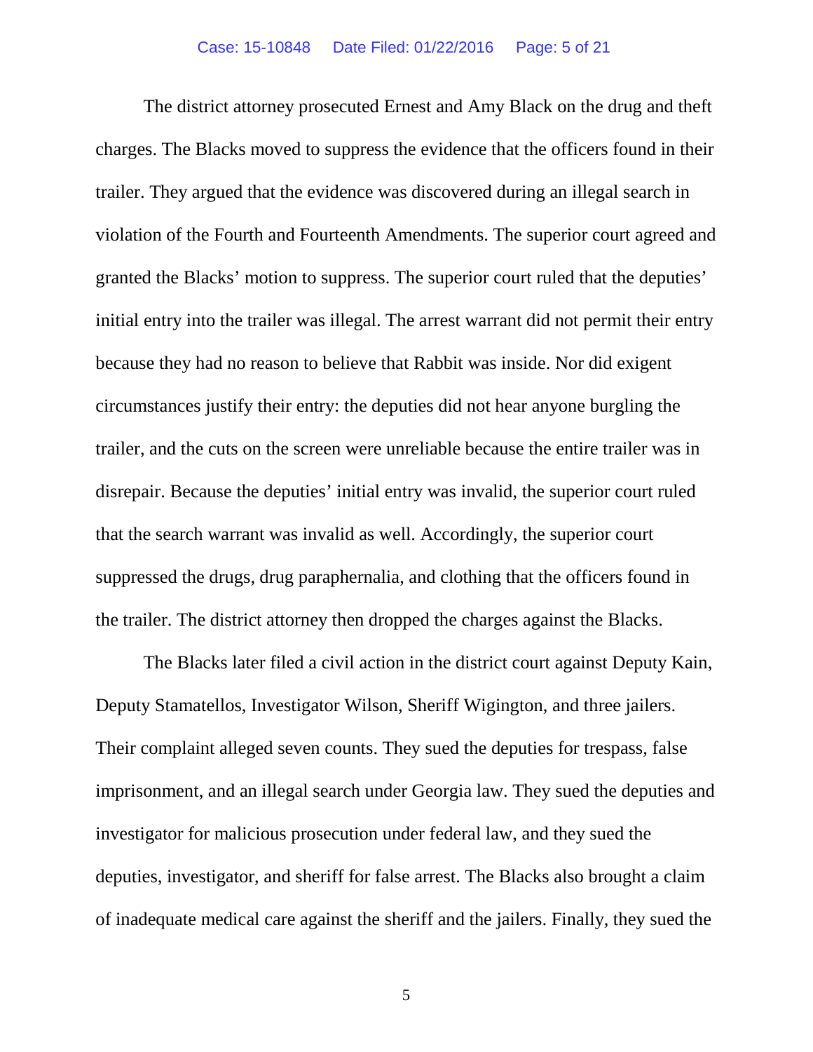The district attorney prosecuted Ernest and Amy Black on the drug and theft charges. The Blacks moved to suppress the evidence that the officers found in their trailer. They argued that the evidence was discovered during an illegal search in violation of the Fourth and Fourteenth Amendments. The superior court agreed and granted the Blacks' motion to suppress. The superior court ruled that the deputies' initial entry into the trailer was illegal. The arrest warrant did not permit their entry because they had no reason to believe that Rabbit was inside. Nor did exigent circumstances justify their entry: the deputies did not hear anyone burgling the trailer, and the cuts on the screen were unreliable because the entire trailer was in disrepair. Because the deputies' initial entry was invalid, the superior court ruled that the search warrant was invalid as well. Accordingly, the superior court suppressed the drugs, drug paraphernalia, and clothing that the officers found in the trailer. The district attorney then dropped the charges against the Blacks.

The Blacks later filed a civil action in the district court against Deputy Kain, Deputy Stamatellos, Investigator Wilson, Sheriff Wigington, and three jailers. Their complaint alleged seven counts. They sued the deputies for trespass, false imprisonment, and an illegal search under Georgia law. They sued the deputies and investigator for malicious prosecution under federal law, and they sued the deputies, investigator, and sheriff for false arrest. The Blacks also brought a claim of inadequate medical care against the sheriff and the jailers. Finally, they sued the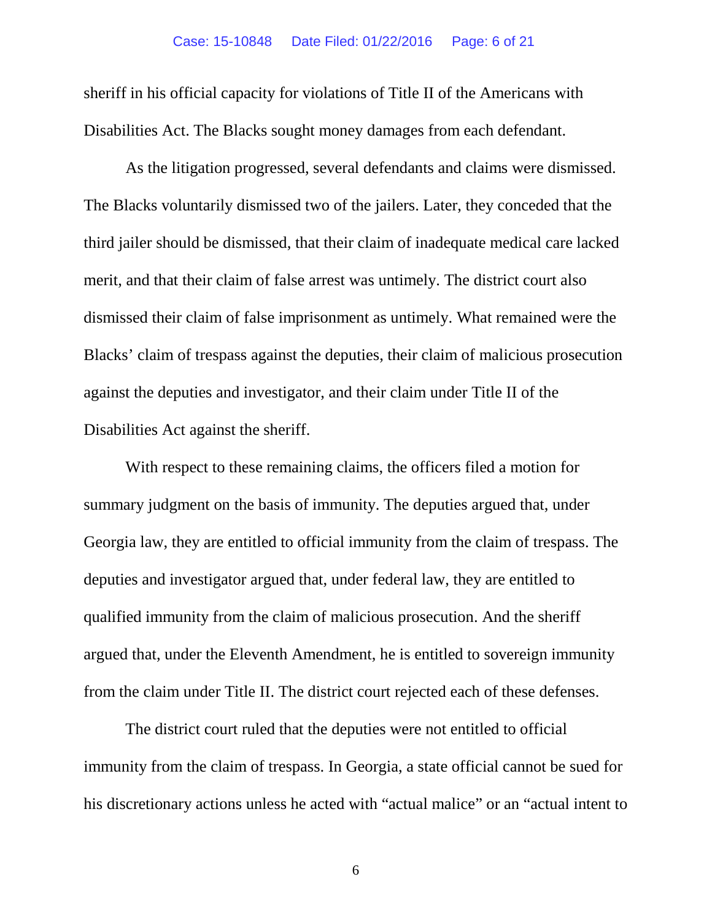sheriff in his official capacity for violations of Title II of the Americans with Disabilities Act. The Blacks sought money damages from each defendant.

As the litigation progressed, several defendants and claims were dismissed. The Blacks voluntarily dismissed two of the jailers. Later, they conceded that the third jailer should be dismissed, that their claim of inadequate medical care lacked merit, and that their claim of false arrest was untimely. The district court also dismissed their claim of false imprisonment as untimely. What remained were the Blacks' claim of trespass against the deputies, their claim of malicious prosecution against the deputies and investigator, and their claim under Title II of the Disabilities Act against the sheriff.

With respect to these remaining claims, the officers filed a motion for summary judgment on the basis of immunity. The deputies argued that, under Georgia law, they are entitled to official immunity from the claim of trespass. The deputies and investigator argued that, under federal law, they are entitled to qualified immunity from the claim of malicious prosecution. And the sheriff argued that, under the Eleventh Amendment, he is entitled to sovereign immunity from the claim under Title II. The district court rejected each of these defenses.

The district court ruled that the deputies were not entitled to official immunity from the claim of trespass. In Georgia, a state official cannot be sued for his discretionary actions unless he acted with "actual malice" or an "actual intent to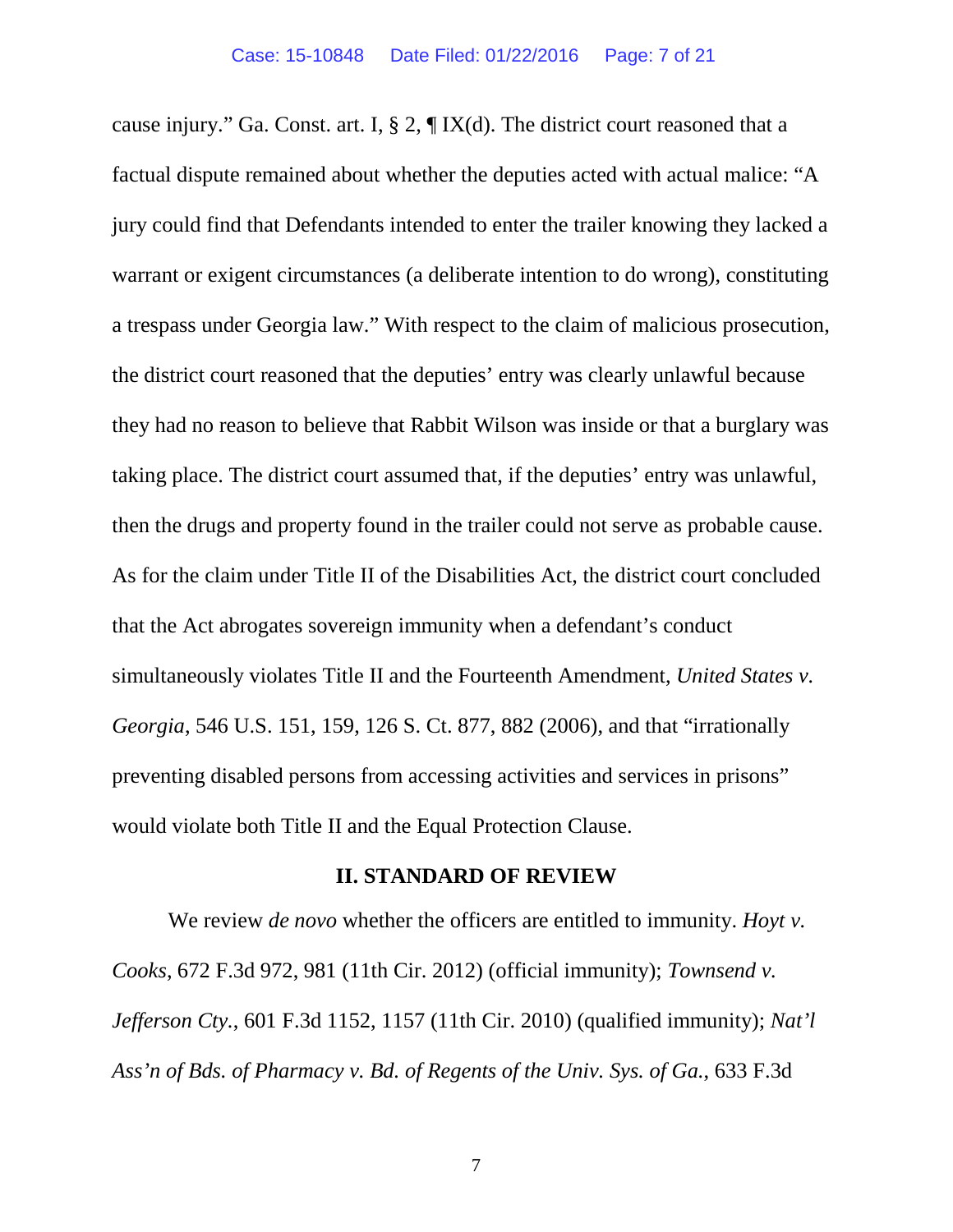cause injury." Ga. Const. art. I, § 2, ¶ IX(d). The district court reasoned that a factual dispute remained about whether the deputies acted with actual malice: "A jury could find that Defendants intended to enter the trailer knowing they lacked a warrant or exigent circumstances (a deliberate intention to do wrong), constituting a trespass under Georgia law." With respect to the claim of malicious prosecution, the district court reasoned that the deputies' entry was clearly unlawful because they had no reason to believe that Rabbit Wilson was inside or that a burglary was taking place. The district court assumed that, if the deputies' entry was unlawful, then the drugs and property found in the trailer could not serve as probable cause. As for the claim under Title II of the Disabilities Act, the district court concluded that the Act abrogates sovereign immunity when a defendant's conduct simultaneously violates Title II and the Fourteenth Amendment, *United States v. Georgia*, 546 U.S. 151, 159, 126 S. Ct. 877, 882 (2006), and that "irrationally preventing disabled persons from accessing activities and services in prisons" would violate both Title II and the Equal Protection Clause.

## II. STANDARD OF REVIEW

We review *de novo* whether the officers are entitled to immunity. *Hoyt v. Cooks*, 672 F.3d 972, 981 (11th Cir. 2012) (official immunity); *Townsend v. Jefferson Cty.*, 601 F.3d 1152, 1157 (11th Cir. 2010) (qualified immunity); *Nat'l Ass'n of Bds. of Pharmacy v. Bd. of Regents of the Univ. Sys. of Ga.*, 633 F.3d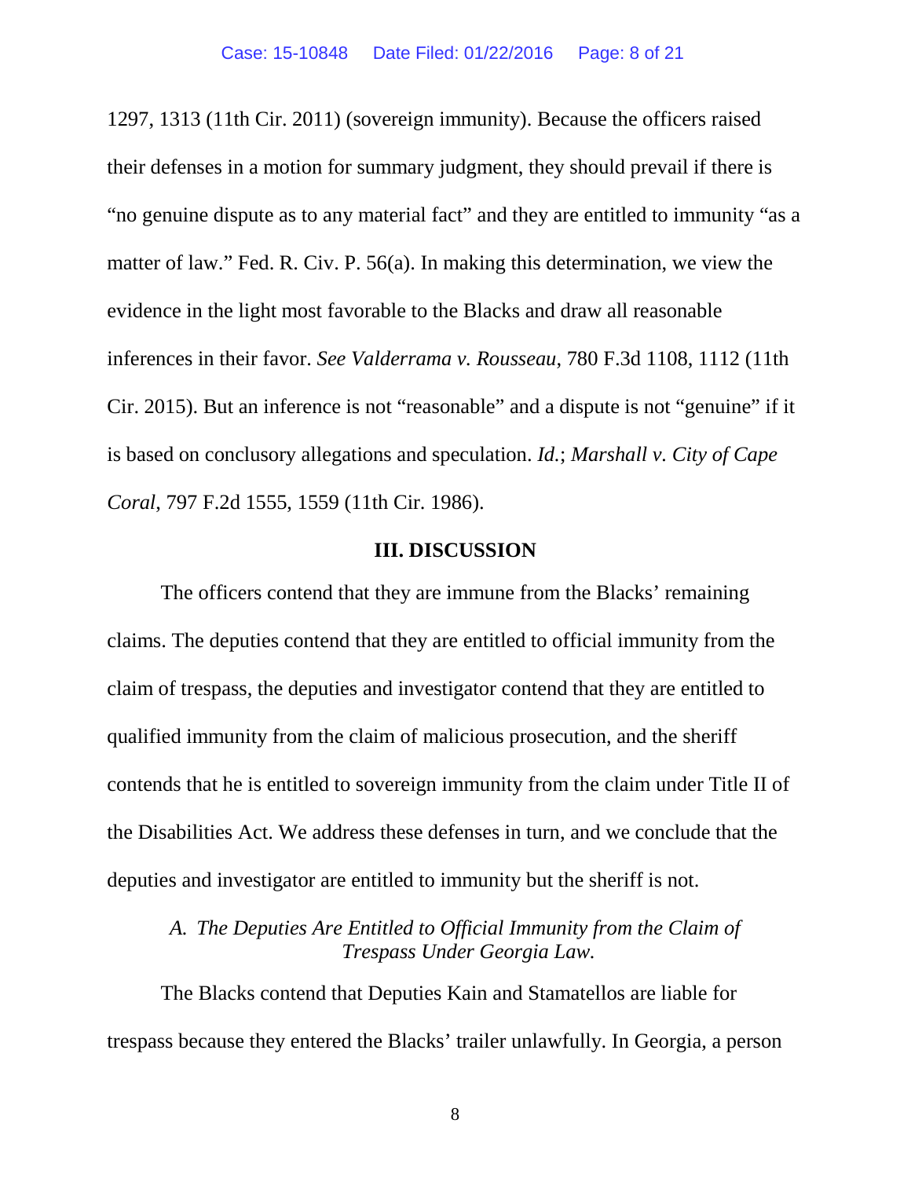1297, 1313 (11th Cir. 2011) (sovereign immunity). Because the officers raised their defenses in a motion for summary judgment, they should prevail if there is "no genuine dispute as to any material fact" and they are entitled to immunity "as a matter of law." Fed. R. Civ. P. 56(a). In making this determination, we view the evidence in the light most favorable to the Blacks and draw all reasonable inferences in their favor. *See Valderrama v. Rousseau*, 780 F.3d 1108, 1112 (11th Cir. 2015). But an inference is not "reasonable" and a dispute is not "genuine" if it is based on conclusory allegations and speculation. *Id.*; *Marshall v. City of Cape Coral*, 797 F.2d 1555, 1559 (11th Cir. 1986).

## III. DISCUSSION

The officers contend that they are immune from the Blacks' remaining claims. The deputies contend that they are entitled to official immunity from the claim of trespass, the deputies and investigator contend that they are entitled to qualified immunity from the claim of malicious prosecution, and the sheriff contends that he is entitled to sovereign immunity from the claim under Title II of the Disabilities Act. We address these defenses in turn, and we conclude that the deputies and investigator are entitled to immunity but the sheriff is not.

### *A. The Deputies Are Entitled to Official Immunity from the Claim of Trespass Under Georgia Law.*

The Blacks contend that Deputies Kain and Stamatellos are liable for trespass because they entered the Blacks' trailer unlawfully. In Georgia, a person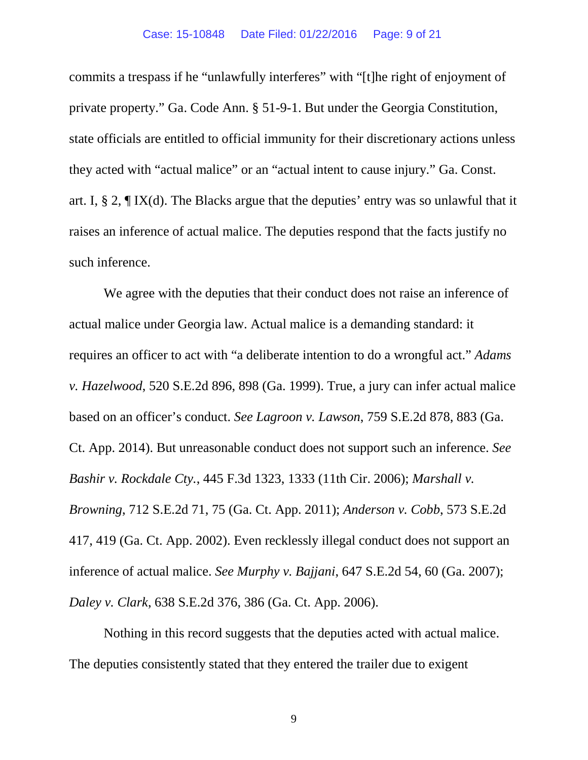commits a trespass if he "unlawfully interferes" with "[t]he right of enjoyment of private property." Ga. Code Ann. § 51-9-1. But under the Georgia Constitution, state officials are entitled to official immunity for their discretionary actions unless they acted with "actual malice" or an "actual intent to cause injury." Ga. Const. art. I, § 2, ¶ IX(d). The Blacks argue that the deputies' entry was so unlawful that it raises an inference of actual malice. The deputies respond that the facts justify no such inference.

We agree with the deputies that their conduct does not raise an inference of actual malice under Georgia law. Actual malice is a demanding standard: it requires an officer to act with "a deliberate intention to do a wrongful act." *Adams v. Hazelwood*, 520 S.E.2d 896, 898 (Ga. 1999). True, a jury can infer actual malice based on an officer's conduct. *See Lagroon v. Lawson*, 759 S.E.2d 878, 883 (Ga. Ct. App. 2014). But unreasonable conduct does not support such an inference. *See Bashir v. Rockdale Cty.*, 445 F.3d 1323, 1333 (11th Cir. 2006); *Marshall v. Browning*, 712 S.E.2d 71, 75 (Ga. Ct. App. 2011); *Anderson v. Cobb*, 573 S.E.2d 417, 419 (Ga. Ct. App. 2002). Even recklessly illegal conduct does not support an inference of actual malice. *See Murphy v. Bajjani*, 647 S.E.2d 54, 60 (Ga. 2007); *Daley v. Clark*, 638 S.E.2d 376, 386 (Ga. Ct. App. 2006).

Nothing in this record suggests that the deputies acted with actual malice. The deputies consistently stated that they entered the trailer due to exigent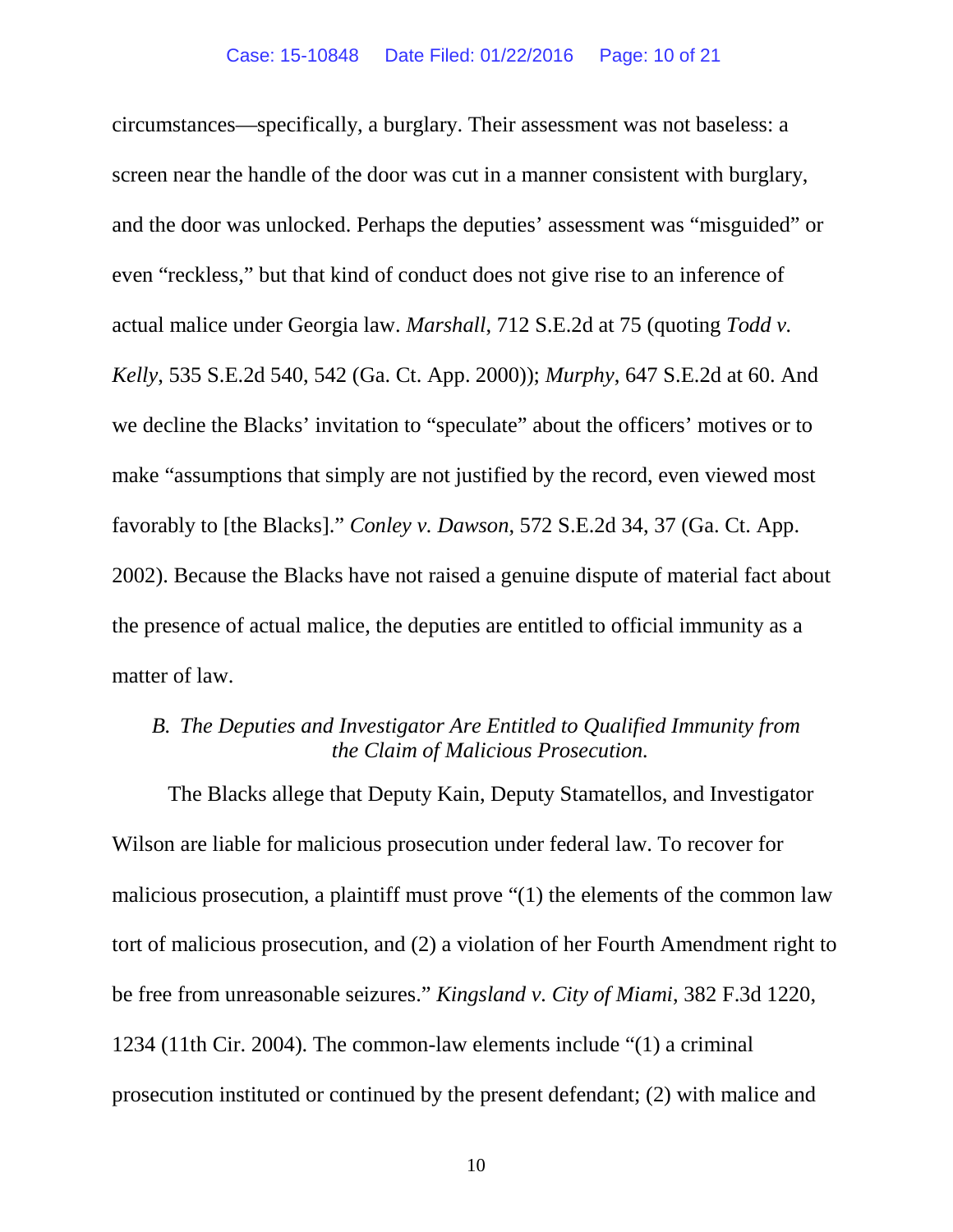circumstances—specifically, a burglary. Their assessment was not baseless: a screen near the handle of the door was cut in a manner consistent with burglary, and the door was unlocked. Perhaps the deputies' assessment was "misguided" or even "reckless," but that kind of conduct does not give rise to an inference of actual malice under Georgia law. *Marshall*, 712 S.E.2d at 75 (quoting *Todd v. Kelly*, 535 S.E.2d 540, 542 (Ga. Ct. App. 2000)); *Murphy*, 647 S.E.2d at 60. And we decline the Blacks' invitation to "speculate" about the officers' motives or to make "assumptions that simply are not justified by the record, even viewed most favorably to [the Blacks]." *Conley v. Dawson*, 572 S.E.2d 34, 37 (Ga. Ct. App. 2002). Because the Blacks have not raised a genuine dispute of material fact about the presence of actual malice, the deputies are entitled to official immunity as a matter of law.

### *B. The Deputies and Investigator Are Entitled to Qualified Immunity from the Claim of Malicious Prosecution.*

The Blacks allege that Deputy Kain, Deputy Stamatellos, and Investigator Wilson are liable for malicious prosecution under federal law. To recover for malicious prosecution, a plaintiff must prove "(1) the elements of the common law tort of malicious prosecution, and (2) a violation of her Fourth Amendment right to be free from unreasonable seizures." *Kingsland v. City of Miami*, 382 F.3d 1220, 1234 (11th Cir. 2004). The common-law elements include "(1) a criminal prosecution instituted or continued by the present defendant; (2) with malice and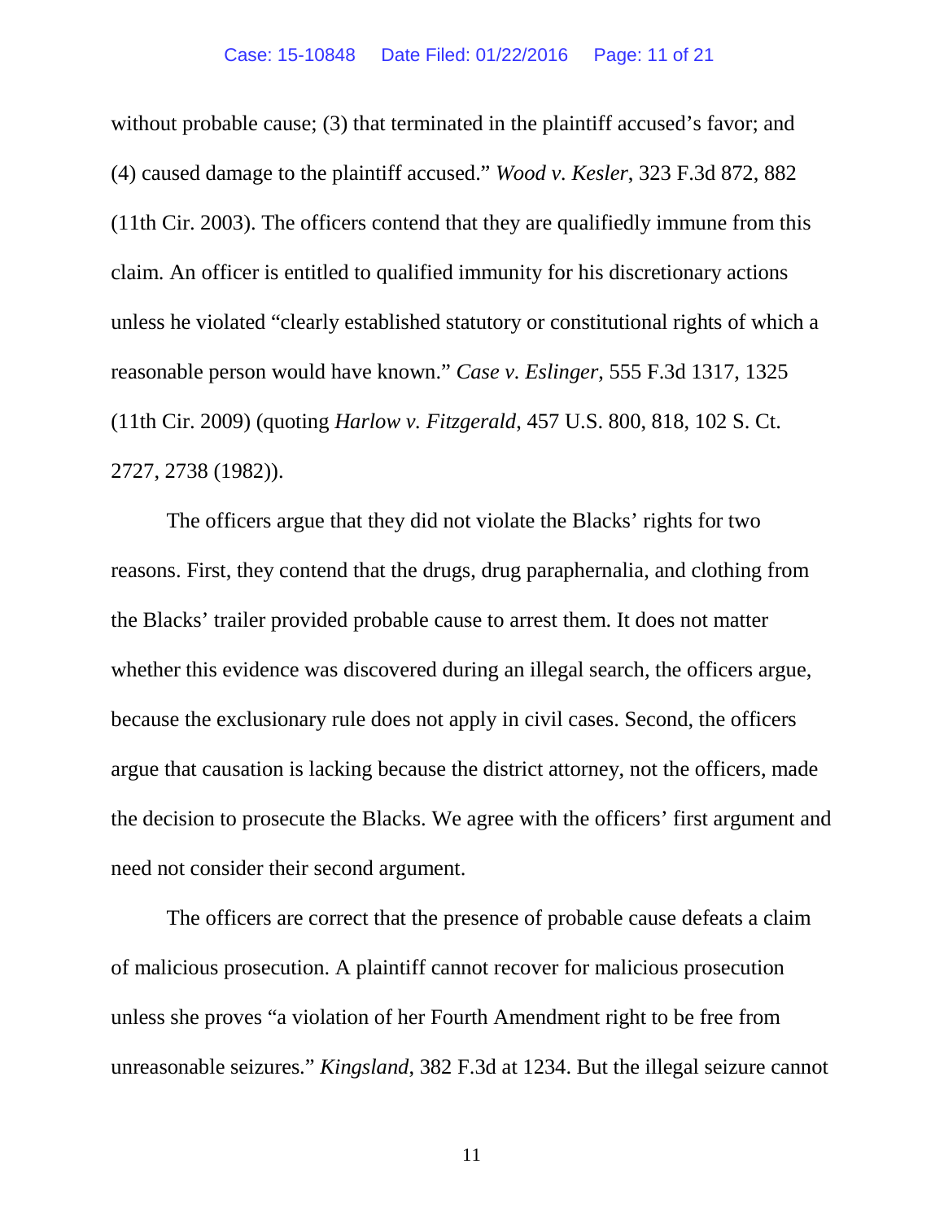without probable cause; (3) that terminated in the plaintiff accused's favor; and (4) caused damage to the plaintiff accused." *Wood v. Kesler*, 323 F.3d 872, 882 (11th Cir. 2003). The officers contend that they are qualifiedly immune from this claim. An officer is entitled to qualified immunity for his discretionary actions unless he violated "clearly established statutory or constitutional rights of which a reasonable person would have known." *Case v. Eslinger*, 555 F.3d 1317, 1325 (11th Cir. 2009) (quoting *Harlow v. Fitzgerald*, 457 U.S. 800, 818, 102 S. Ct. 2727, 2738 (1982)).

The officers argue that they did not violate the Blacks' rights for two reasons. First, they contend that the drugs, drug paraphernalia, and clothing from the Blacks' trailer provided probable cause to arrest them. It does not matter whether this evidence was discovered during an illegal search, the officers argue, because the exclusionary rule does not apply in civil cases. Second, the officers argue that causation is lacking because the district attorney, not the officers, made the decision to prosecute the Blacks. We agree with the officers' first argument and need not consider their second argument.

The officers are correct that the presence of probable cause defeats a claim of malicious prosecution. A plaintiff cannot recover for malicious prosecution unless she proves "a violation of her Fourth Amendment right to be free from unreasonable seizures." *Kingsland*, 382 F.3d at 1234. But the illegal seizure cannot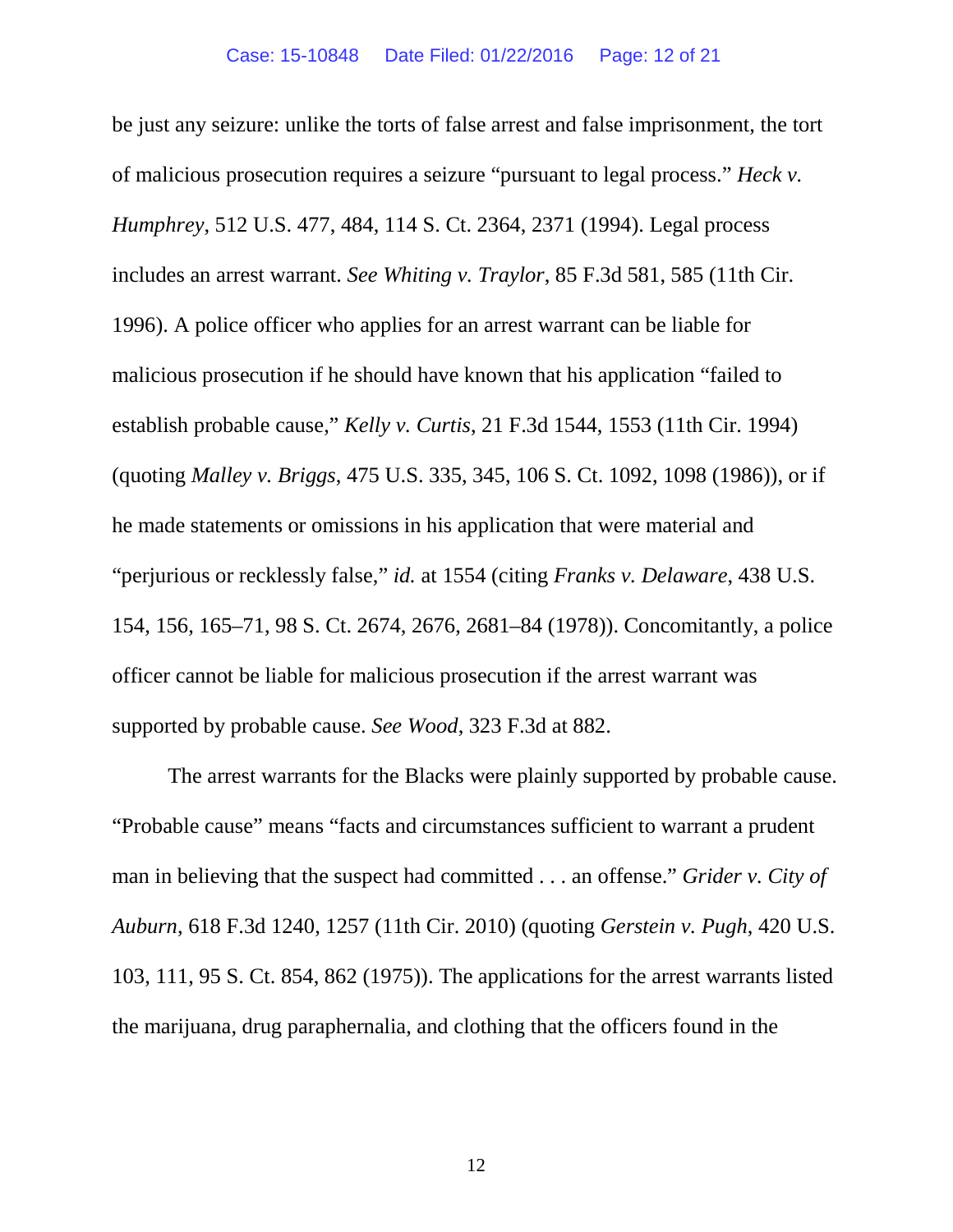be just any seizure: unlike the torts of false arrest and false imprisonment, the tort of malicious prosecution requires a seizure "pursuant to legal process." *Heck v. Humphrey*, 512 U.S. 477, 484, 114 S. Ct. 2364, 2371 (1994). Legal process includes an arrest warrant. *See Whiting v. Traylor*, 85 F.3d 581, 585 (11th Cir. 1996). A police officer who applies for an arrest warrant can be liable for malicious prosecution if he should have known that his application "failed to establish probable cause," *Kelly v. Curtis*, 21 F.3d 1544, 1553 (11th Cir. 1994) (quoting *Malley v. Briggs*, 475 U.S. 335, 345, 106 S. Ct. 1092, 1098 (1986)), or if he made statements or omissions in his application that were material and "perjurious or recklessly false," *id.* at 1554 (citing *Franks v. Delaware*, 438 U.S. 154, 156, 165–71, 98 S. Ct. 2674, 2676, 2681–84 (1978)). Concomitantly, a police officer cannot be liable for malicious prosecution if the arrest warrant was supported by probable cause. *See Wood*, 323 F.3d at 882.

The arrest warrants for the Blacks were plainly supported by probable cause. "Probable cause" means "facts and circumstances sufficient to warrant a prudent man in believing that the suspect had committed . . . an offense." *Grider v. City of Auburn*, 618 F.3d 1240, 1257 (11th Cir. 2010) (quoting *Gerstein v. Pugh*, 420 U.S. 103, 111, 95 S. Ct. 854, 862 (1975)). The applications for the arrest warrants listed the marijuana, drug paraphernalia, and clothing that the officers found in the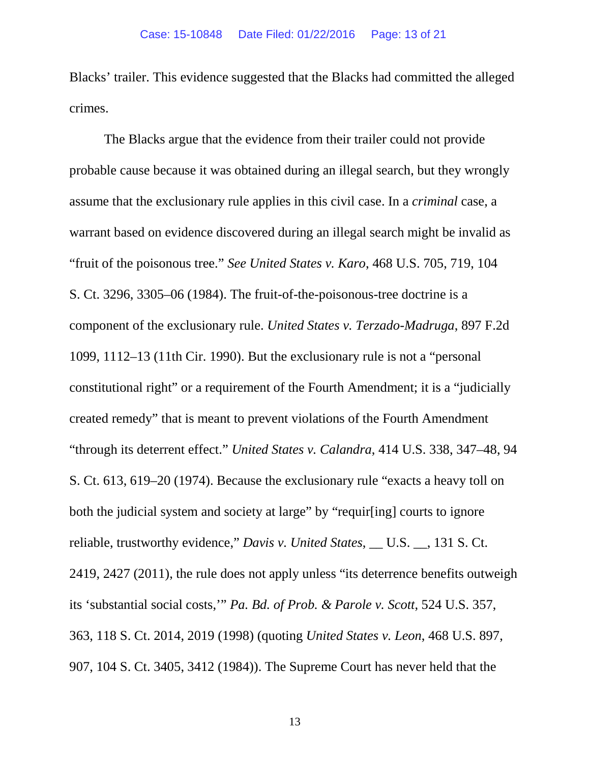Blacks' trailer. This evidence suggested that the Blacks had committed the alleged crimes.

The Blacks argue that the evidence from their trailer could not provide probable cause because it was obtained during an illegal search, but they wrongly assume that the exclusionary rule applies in this civil case. In a *criminal* case, a warrant based on evidence discovered during an illegal search might be invalid as "fruit of the poisonous tree." *See United States v. Karo*, 468 U.S. 705, 719, 104 S. Ct. 3296, 3305–06 (1984). The fruit-of-the-poisonous-tree doctrine is a component of the exclusionary rule. *United States v. Terzado-Madruga*, 897 F.2d 1099, 1112–13 (11th Cir. 1990). But the exclusionary rule is not a "personal constitutional right" or a requirement of the Fourth Amendment; it is a "judicially created remedy" that is meant to prevent violations of the Fourth Amendment "through its deterrent effect." *United States v. Calandra*, 414 U.S. 338, 347–48, 94 S. Ct. 613, 619–20 (1974). Because the exclusionary rule "exacts a heavy toll on both the judicial system and society at large" by "requir[ing] courts to ignore reliable, trustworthy evidence," *Davis v. United States*, __ U.S. __, 131 S. Ct. 2419, 2427 (2011), the rule does not apply unless "its deterrence benefits outweigh its 'substantial social costs,'" *Pa. Bd. of Prob. & Parole v. Scott*, 524 U.S. 357, 363, 118 S. Ct. 2014, 2019 (1998) (quoting *United States v. Leon*, 468 U.S. 897, 907, 104 S. Ct. 3405, 3412 (1984)). The Supreme Court has never held that the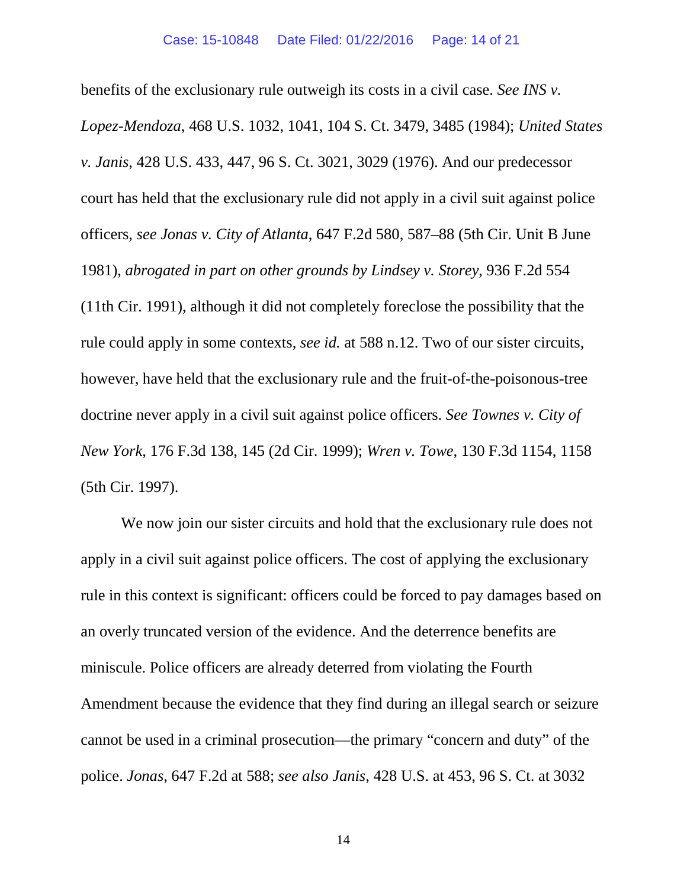benefits of the exclusionary rule outweigh its costs in a civil case. *See INS v. Lopez-Mendoza*, 468 U.S. 1032, 1041, 104 S. Ct. 3479, 3485 (1984); *United States v. Janis*, 428 U.S. 433, 447, 96 S. Ct. 3021, 3029 (1976). And our predecessor court has held that the exclusionary rule did not apply in a civil suit against police officers, *see Jonas v. City of Atlanta*, 647 F.2d 580, 587–88 (5th Cir. Unit B June 1981), *abrogated in part on other grounds by Lindsey v. Storey*, 936 F.2d 554 (11th Cir. 1991), although it did not completely foreclose the possibility that the rule could apply in some contexts, *see id.* at 588 n.12. Two of our sister circuits, however, have held that the exclusionary rule and the fruit-of-the-poisonous-tree doctrine never apply in a civil suit against police officers. *See Townes v. City of New York*, 176 F.3d 138, 145 (2d Cir. 1999); *Wren v. Towe*, 130 F.3d 1154, 1158 (5th Cir. 1997).

We now join our sister circuits and hold that the exclusionary rule does not apply in a civil suit against police officers. The cost of applying the exclusionary rule in this context is significant: officers could be forced to pay damages based on an overly truncated version of the evidence. And the deterrence benefits are miniscule. Police officers are already deterred from violating the Fourth Amendment because the evidence that they find during an illegal search or seizure cannot be used in a criminal prosecution—the primary "concern and duty" of the police. *Jonas*, 647 F.2d at 588; *see also Janis*, 428 U.S. at 453, 96 S. Ct. at 3032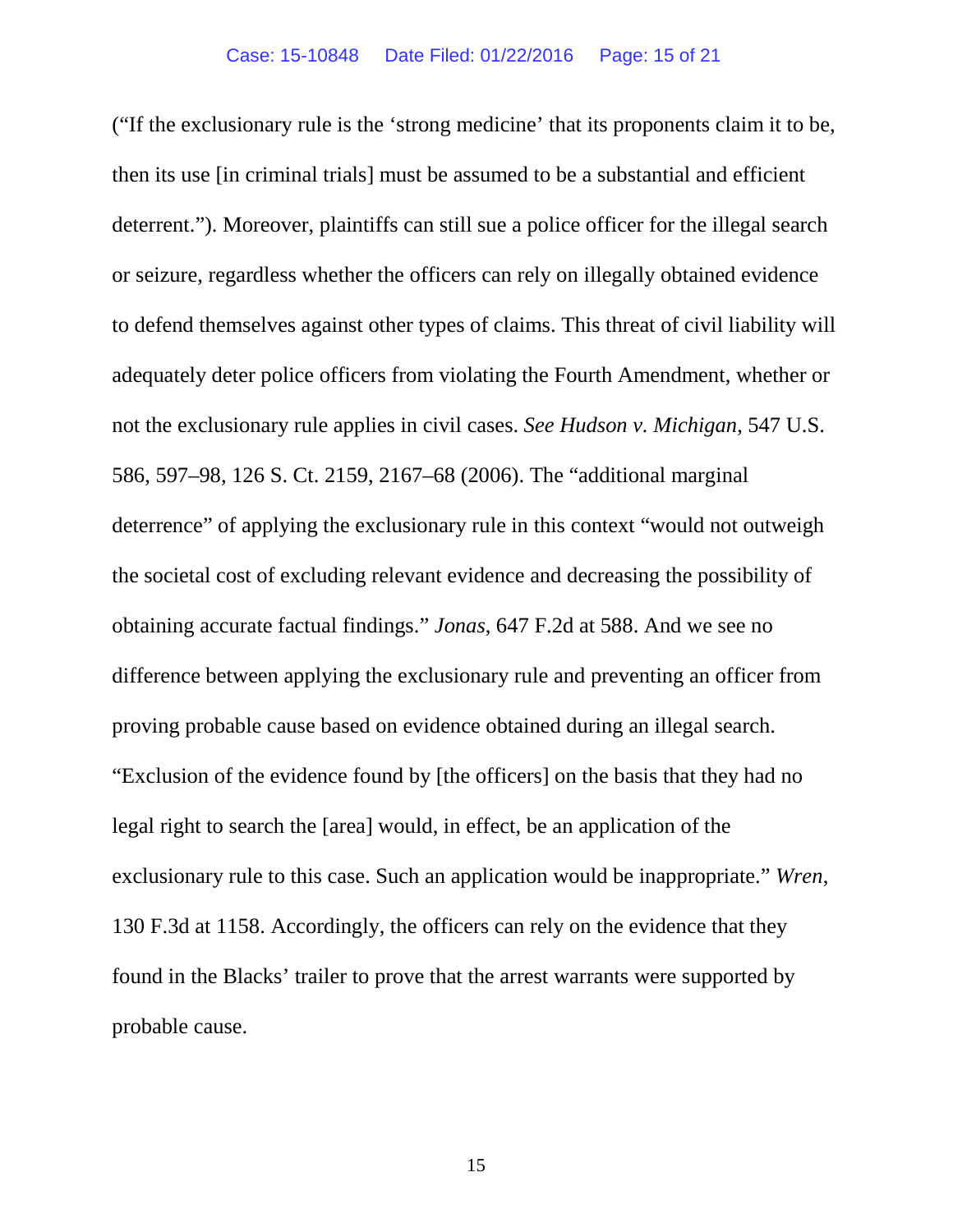("If the exclusionary rule is the 'strong medicine' that its proponents claim it to be, then its use [in criminal trials] must be assumed to be a substantial and efficient deterrent."). Moreover, plaintiffs can still sue a police officer for the illegal search or seizure, regardless whether the officers can rely on illegally obtained evidence to defend themselves against other types of claims. This threat of civil liability will adequately deter police officers from violating the Fourth Amendment, whether or not the exclusionary rule applies in civil cases. *See Hudson v. Michigan*, 547 U.S. 586, 597–98, 126 S. Ct. 2159, 2167–68 (2006). The "additional marginal deterrence" of applying the exclusionary rule in this context "would not outweigh the societal cost of excluding relevant evidence and decreasing the possibility of obtaining accurate factual findings." *Jonas*, 647 F.2d at 588. And we see no difference between applying the exclusionary rule and preventing an officer from proving probable cause based on evidence obtained during an illegal search. "Exclusion of the evidence found by [the officers] on the basis that they had no legal right to search the [area] would, in effect, be an application of the exclusionary rule to this case. Such an application would be inappropriate." *Wren*, 130 F.3d at 1158. Accordingly, the officers can rely on the evidence that they found in the Blacks' trailer to prove that the arrest warrants were supported by probable cause.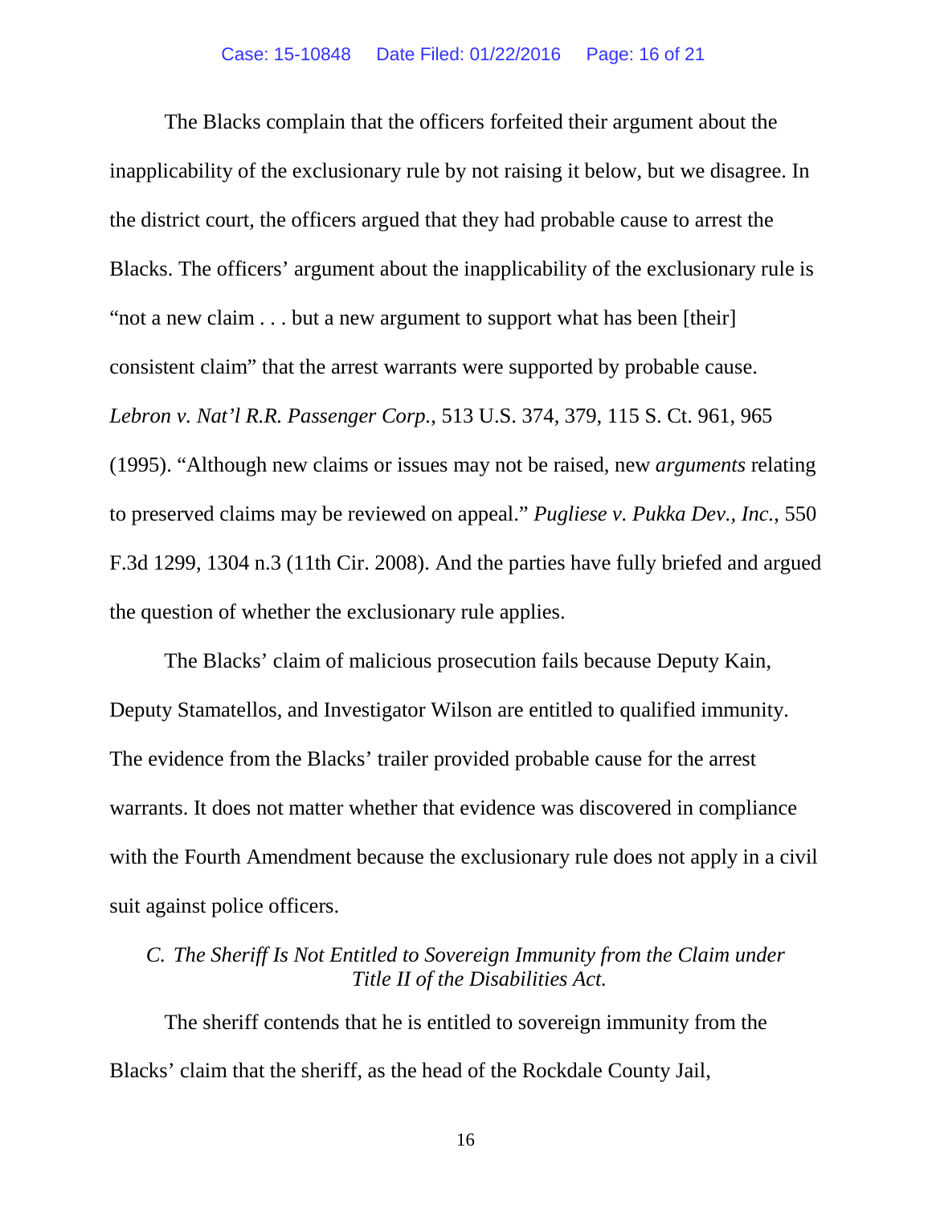The Blacks complain that the officers forfeited their argument about the inapplicability of the exclusionary rule by not raising it below, but we disagree. In the district court, the officers argued that they had probable cause to arrest the Blacks. The officers' argument about the inapplicability of the exclusionary rule is "not a new claim . . . but a new argument to support what has been [their] consistent claim" that the arrest warrants were supported by probable cause. *Lebron v. Nat'l R.R. Passenger Corp.*, 513 U.S. 374, 379, 115 S. Ct. 961, 965 (1995). "Although new claims or issues may not be raised, new *arguments* relating to preserved claims may be reviewed on appeal." *Pugliese v. Pukka Dev., Inc.*, 550 F.3d 1299, 1304 n.3 (11th Cir. 2008). And the parties have fully briefed and argued the question of whether the exclusionary rule applies.

The Blacks' claim of malicious prosecution fails because Deputy Kain, Deputy Stamatellos, and Investigator Wilson are entitled to qualified immunity. The evidence from the Blacks' trailer provided probable cause for the arrest warrants. It does not matter whether that evidence was discovered in compliance with the Fourth Amendment because the exclusionary rule does not apply in a civil suit against police officers.

### *C. The Sheriff Is Not Entitled to Sovereign Immunity from the Claim under Title II of the Disabilities Act.*

The sheriff contends that he is entitled to sovereign immunity from the Blacks' claim that the sheriff, as the head of the Rockdale County Jail,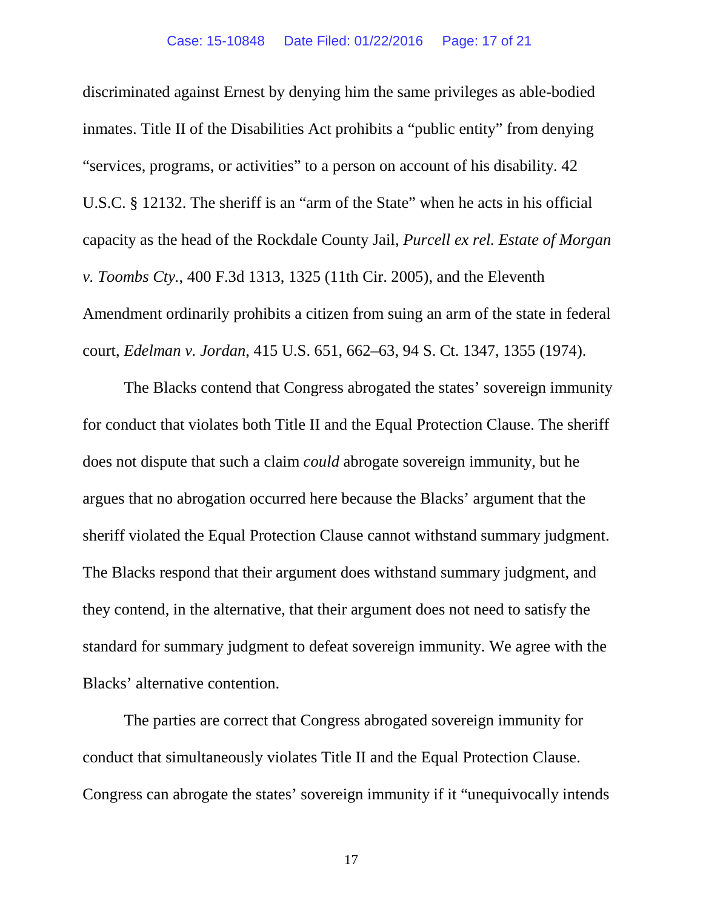discriminated against Ernest by denying him the same privileges as able-bodied inmates. Title II of the Disabilities Act prohibits a "public entity" from denying "services, programs, or activities" to a person on account of his disability. 42 U.S.C. § 12132. The sheriff is an "arm of the State" when he acts in his official capacity as the head of the Rockdale County Jail, *Purcell ex rel. Estate of Morgan v. Toombs Cty.*, 400 F.3d 1313, 1325 (11th Cir. 2005), and the Eleventh Amendment ordinarily prohibits a citizen from suing an arm of the state in federal court, *Edelman v. Jordan*, 415 U.S. 651, 662–63, 94 S. Ct. 1347, 1355 (1974).

The Blacks contend that Congress abrogated the states' sovereign immunity for conduct that violates both Title II and the Equal Protection Clause. The sheriff does not dispute that such a claim *could* abrogate sovereign immunity, but he argues that no abrogation occurred here because the Blacks' argument that the sheriff violated the Equal Protection Clause cannot withstand summary judgment. The Blacks respond that their argument does withstand summary judgment, and they contend, in the alternative, that their argument does not need to satisfy the standard for summary judgment to defeat sovereign immunity. We agree with the Blacks' alternative contention.

The parties are correct that Congress abrogated sovereign immunity for conduct that simultaneously violates Title II and the Equal Protection Clause. Congress can abrogate the states' sovereign immunity if it "unequivocally intends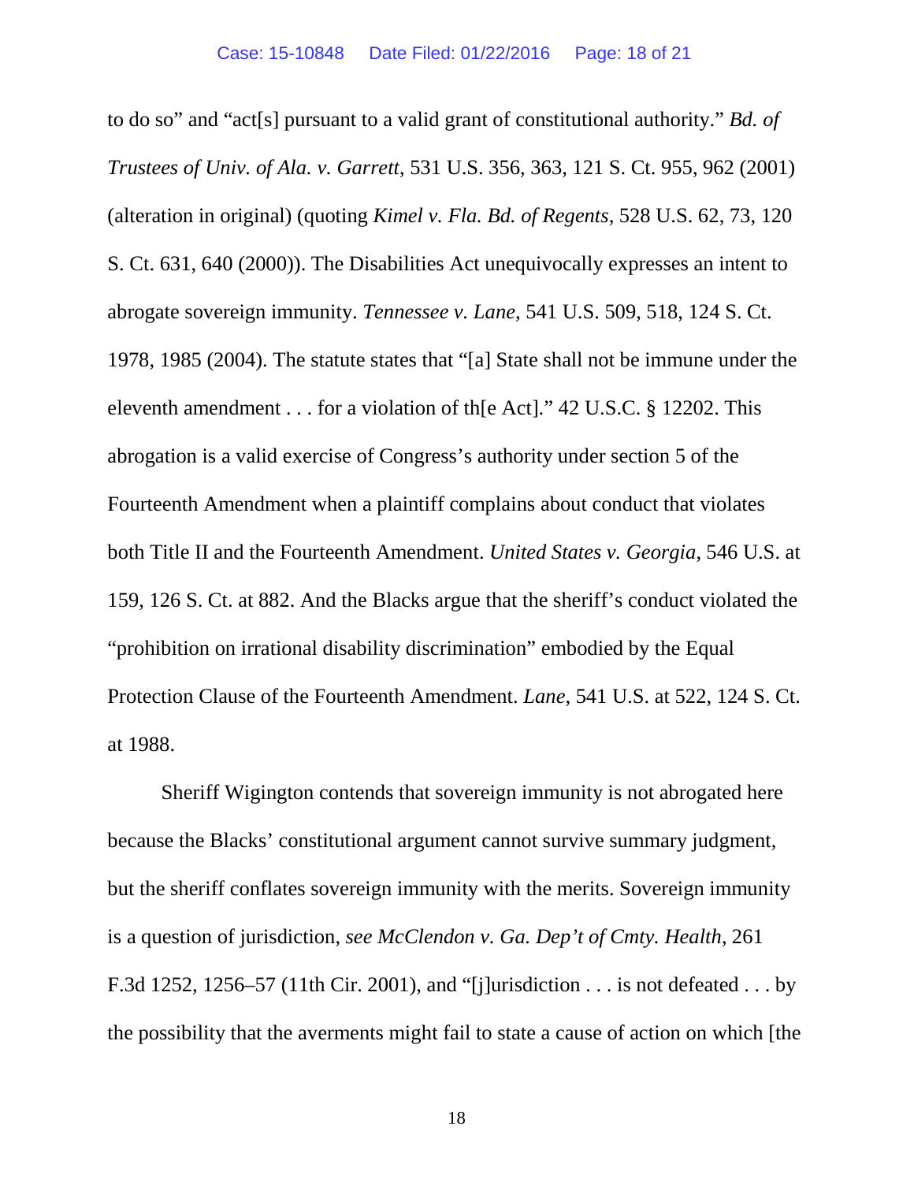to do so" and "act[s] pursuant to a valid grant of constitutional authority." *Bd. of Trustees of Univ. of Ala. v. Garrett*, 531 U.S. 356, 363, 121 S. Ct. 955, 962 (2001) (alteration in original) (quoting *Kimel v. Fla. Bd. of Regents*, 528 U.S. 62, 73, 120 S. Ct. 631, 640 (2000)). The Disabilities Act unequivocally expresses an intent to abrogate sovereign immunity. *Tennessee v. Lane*, 541 U.S. 509, 518, 124 S. Ct. 1978, 1985 (2004). The statute states that "[a] State shall not be immune under the eleventh amendment . . . for a violation of th[e Act]." 42 U.S.C. § 12202. This abrogation is a valid exercise of Congress's authority under section 5 of the Fourteenth Amendment when a plaintiff complains about conduct that violates both Title II and the Fourteenth Amendment. *United States v. Georgia*, 546 U.S. at 159, 126 S. Ct. at 882. And the Blacks argue that the sheriff's conduct violated the "prohibition on irrational disability discrimination" embodied by the Equal Protection Clause of the Fourteenth Amendment. *Lane*, 541 U.S. at 522, 124 S. Ct. at 1988.

Sheriff Wigington contends that sovereign immunity is not abrogated here because the Blacks' constitutional argument cannot survive summary judgment, but the sheriff conflates sovereign immunity with the merits. Sovereign immunity is a question of jurisdiction, *see McClendon v. Ga. Dep't of Cmty. Health*, 261 F.3d 1252, 1256–57 (11th Cir. 2001), and "[j]urisdiction . . . is not defeated . . . by the possibility that the averments might fail to state a cause of action on which [the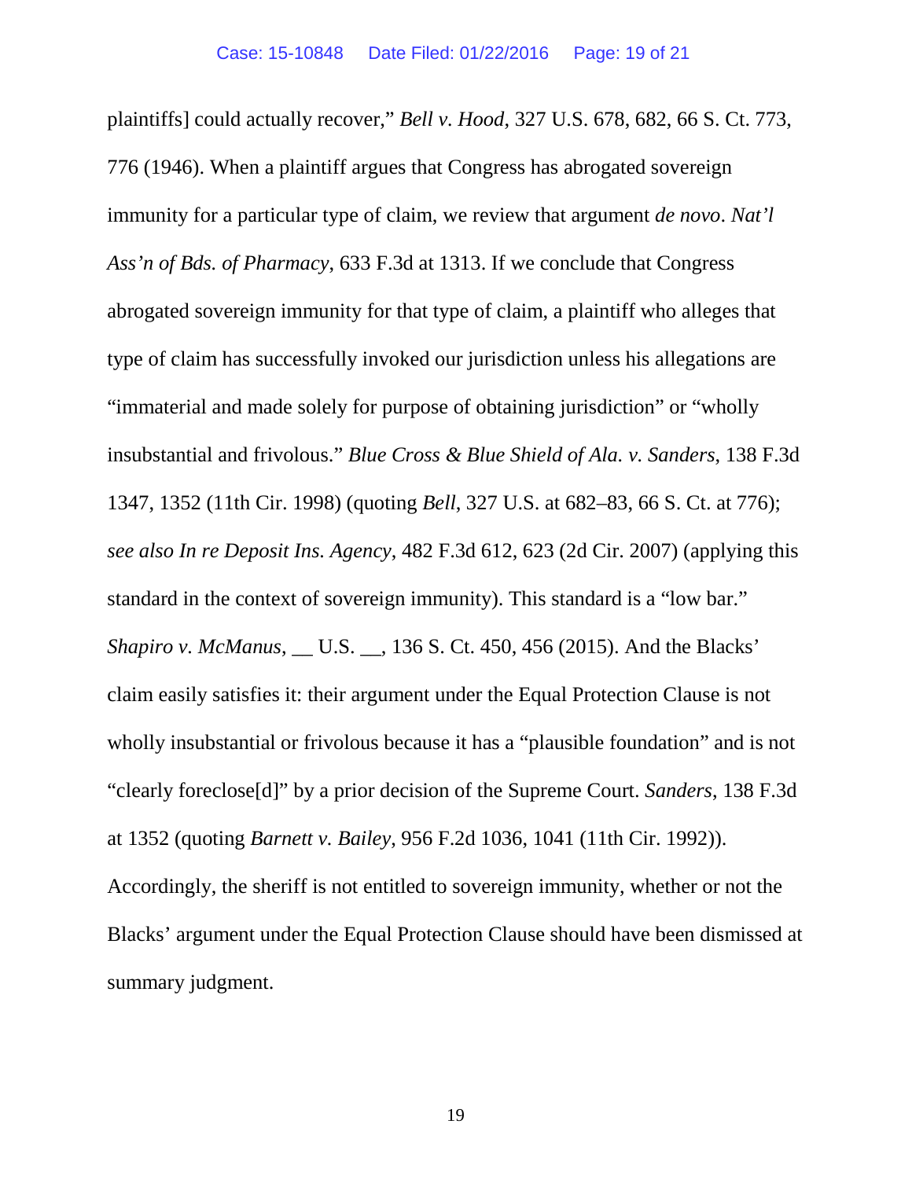plaintiffs] could actually recover," *Bell v. Hood*, 327 U.S. 678, 682, 66 S. Ct. 773, 776 (1946). When a plaintiff argues that Congress has abrogated sovereign immunity for a particular type of claim, we review that argument *de novo*. *Nat'l Ass'n of Bds. of Pharmacy*, 633 F.3d at 1313. If we conclude that Congress abrogated sovereign immunity for that type of claim, a plaintiff who alleges that type of claim has successfully invoked our jurisdiction unless his allegations are "immaterial and made solely for purpose of obtaining jurisdiction" or "wholly insubstantial and frivolous." *Blue Cross & Blue Shield of Ala. v. Sanders*, 138 F.3d 1347, 1352 (11th Cir. 1998) (quoting *Bell*, 327 U.S. at 682–83, 66 S. Ct. at 776); *see also In re Deposit Ins. Agency*, 482 F.3d 612, 623 (2d Cir. 2007) (applying this standard in the context of sovereign immunity). This standard is a "low bar." *Shapiro v. McManus*, __ U.S. __, 136 S. Ct. 450, 456 (2015). And the Blacks' claim easily satisfies it: their argument under the Equal Protection Clause is not wholly insubstantial or frivolous because it has a "plausible foundation" and is not "clearly foreclose[d]" by a prior decision of the Supreme Court. *Sanders*, 138 F.3d at 1352 (quoting *Barnett v. Bailey*, 956 F.2d 1036, 1041 (11th Cir. 1992)). Accordingly, the sheriff is not entitled to sovereign immunity, whether or not the Blacks' argument under the Equal Protection Clause should have been dismissed at summary judgment.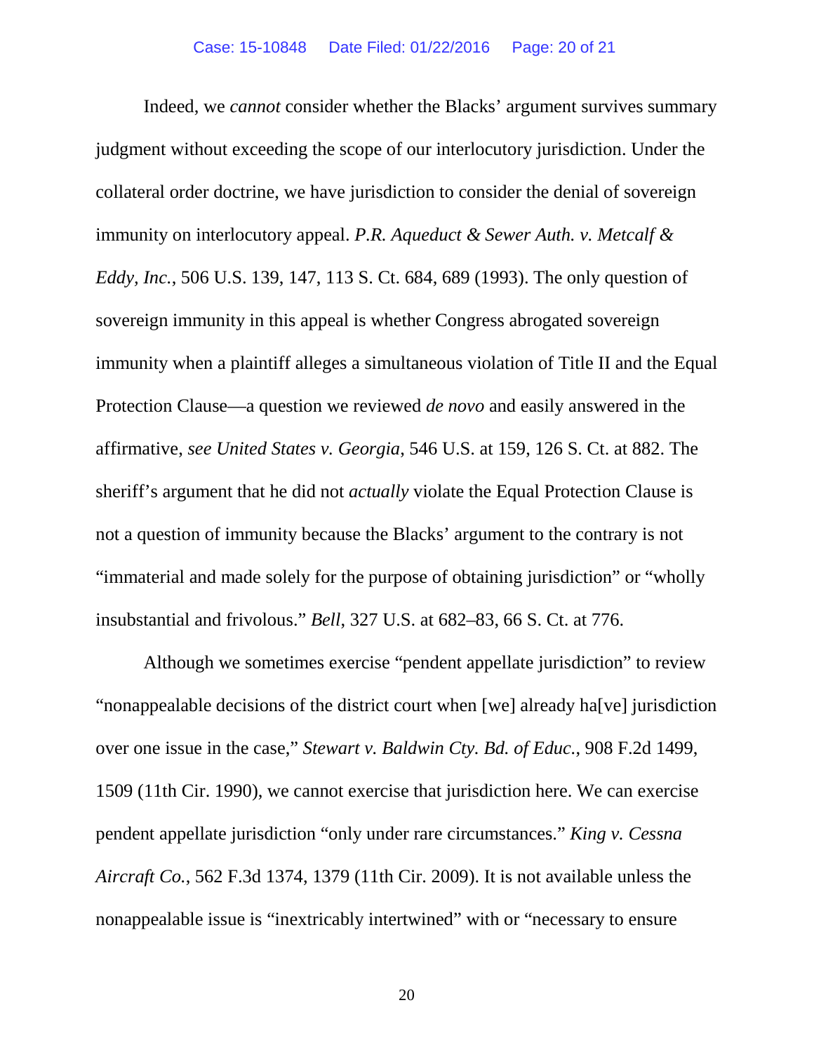Indeed, we *cannot* consider whether the Blacks' argument survives summary judgment without exceeding the scope of our interlocutory jurisdiction. Under the collateral order doctrine, we have jurisdiction to consider the denial of sovereign immunity on interlocutory appeal. *P.R. Aqueduct & Sewer Auth. v. Metcalf & Eddy, Inc.*, 506 U.S. 139, 147, 113 S. Ct. 684, 689 (1993). The only question of sovereign immunity in this appeal is whether Congress abrogated sovereign immunity when a plaintiff alleges a simultaneous violation of Title II and the Equal Protection Clause—a question we reviewed *de novo* and easily answered in the affirmative, *see United States v. Georgia*, 546 U.S. at 159, 126 S. Ct. at 882. The sheriff's argument that he did not *actually* violate the Equal Protection Clause is not a question of immunity because the Blacks' argument to the contrary is not "immaterial and made solely for the purpose of obtaining jurisdiction" or "wholly insubstantial and frivolous." *Bell*, 327 U.S. at 682–83, 66 S. Ct. at 776.

Although we sometimes exercise "pendent appellate jurisdiction" to review "nonappealable decisions of the district court when [we] already ha[ve] jurisdiction over one issue in the case," *Stewart v. Baldwin Cty. Bd. of Educ.*, 908 F.2d 1499, 1509 (11th Cir. 1990), we cannot exercise that jurisdiction here. We can exercise pendent appellate jurisdiction "only under rare circumstances." *King v. Cessna Aircraft Co.*, 562 F.3d 1374, 1379 (11th Cir. 2009). It is not available unless the nonappealable issue is "inextricably intertwined" with or "necessary to ensure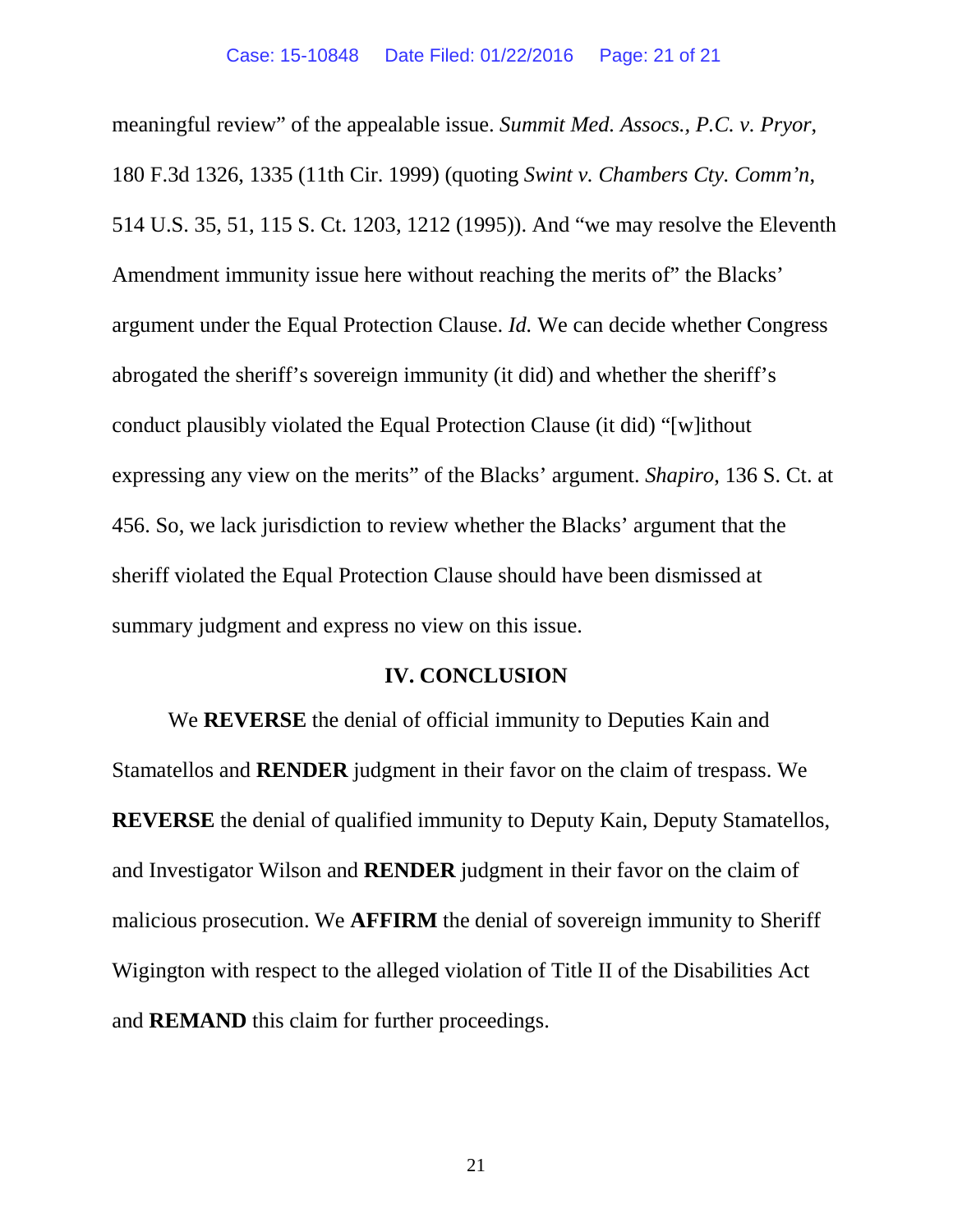meaningful review" of the appealable issue. *Summit Med. Assocs., P.C. v. Pryor*, 180 F.3d 1326, 1335 (11th Cir. 1999) (quoting *Swint v. Chambers Cty. Comm'n*, 514 U.S. 35, 51, 115 S. Ct. 1203, 1212 (1995)). And "we may resolve the Eleventh Amendment immunity issue here without reaching the merits of" the Blacks' argument under the Equal Protection Clause. *Id.* We can decide whether Congress abrogated the sheriff's sovereign immunity (it did) and whether the sheriff's conduct plausibly violated the Equal Protection Clause (it did) "[w]ithout expressing any view on the merits" of the Blacks' argument. *Shapiro*, 136 S. Ct. at 456. So, we lack jurisdiction to review whether the Blacks' argument that the sheriff violated the Equal Protection Clause should have been dismissed at summary judgment and express no view on this issue.

## IV. CONCLUSION

We **REVERSE** the denial of official immunity to Deputies Kain and Stamatellos and **RENDER** judgment in their favor on the claim of trespass. We **REVERSE** the denial of qualified immunity to Deputy Kain, Deputy Stamatellos, and Investigator Wilson and **RENDER** judgment in their favor on the claim of malicious prosecution. We **AFFIRM** the denial of sovereign immunity to Sheriff Wigington with respect to the alleged violation of Title II of the Disabilities Act and **REMAND** this claim for further proceedings.